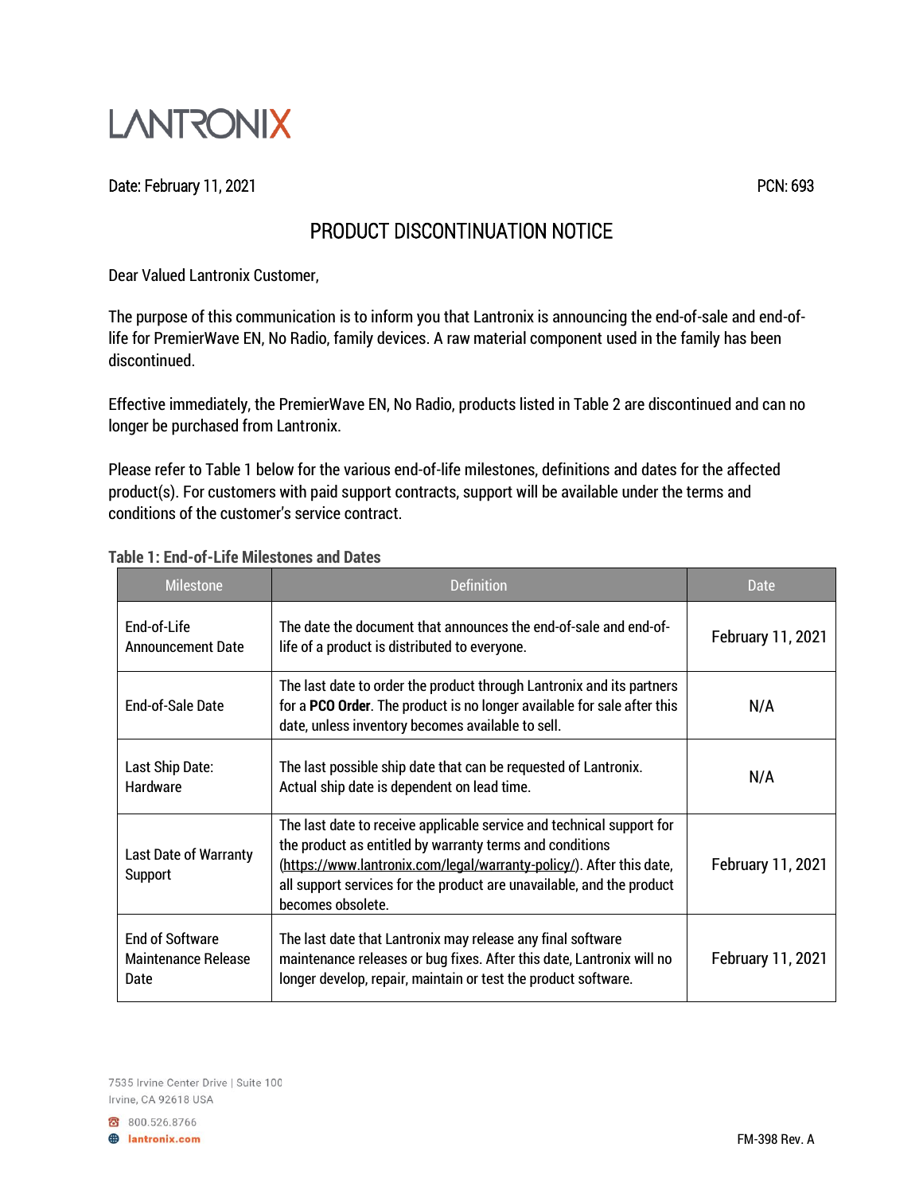LANTRONIX

Date: February 11, 2021

PCN: 693

# PRODUCT DISCONTINUATION NOTICE

Dear Valued Lantronix Customer,

The purpose of this communication is to inform you that Lantronix is announcing the end-of-sale and end-of-life for PremierWave EN, No Radio, family devices. A raw material component used in the family has been discontinued.

Effective immediately, the PremierWave EN, No Radio, products listed in Table 2 are discontinued and can no longer be purchased from Lantronix.

Please refer to Table 1 below for the various end-of-life milestones, definitions and dates for the affected product(s). For customers with paid support contracts, support will be available under the terms and conditions of the customer's service contract.

**Table 1: End-of-Life Milestones and Dates**

| Milestone | Definition | Date |
|---|---|---|
| End-of-Life Announcement Date | The date the document that announces the end-of-sale and end-of-life of a product is distributed to everyone. | February 11, 2021 |
| End-of-Sale Date | The last date to order the product through Lantronix and its partners for a **PCO Order**. The product is no longer available for sale after this date, unless inventory becomes available to sell. | N/A |
| Last Ship Date: Hardware | The last possible ship date that can be requested of Lantronix. Actual ship date is dependent on lead time. | N/A |
| Last Date of Warranty Support | The last date to receive applicable service and technical support for the product as entitled by warranty terms and conditions (https://www.lantronix.com/legal/warranty-policy/). After this date, all support services for the product are unavailable, and the product becomes obsolete. | February 11, 2021 |
| End of Software Maintenance Release Date | The last date that Lantronix may release any final software maintenance releases or bug fixes. After this date, Lantronix will no longer develop, repair, maintain or test the product software. | February 11, 2021 |

7535 Irvine Center Drive | Suite 100
Irvine, CA 92618 USA

800.526.8766
lantronix.com

FM-398 Rev. A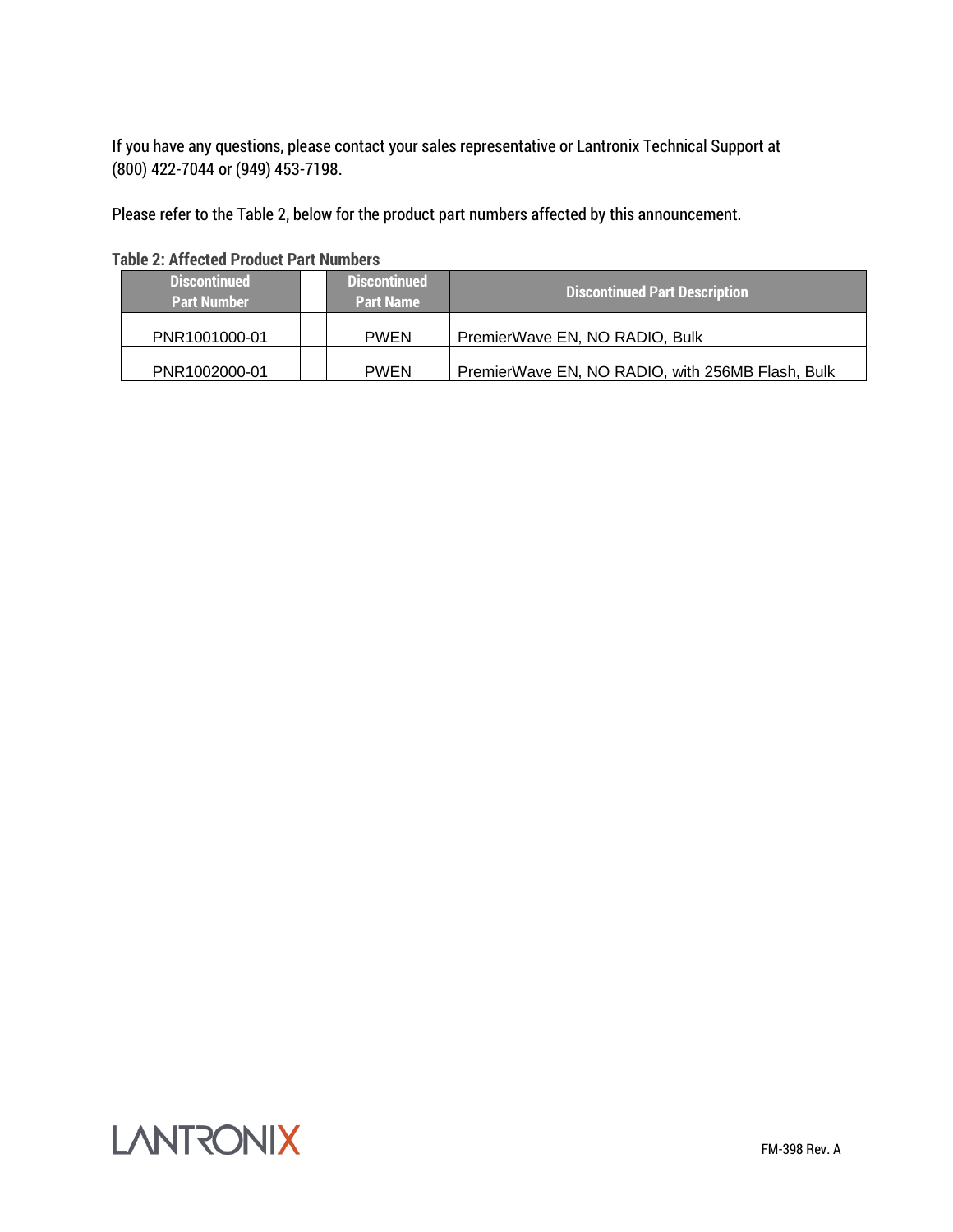If you have any questions, please contact your sales representative or Lantronix Technical Support at (800) 422-7044 or (949) 453-7198.

Please refer to the Table 2, below for the product part numbers affected by this announcement.

**Table 2: Affected Product Part Numbers**

| Discontinued Part Number | | Discontinued Part Name | Discontinued Part Description |
|---|---|---|---|
| PNR1001000-01 | | PWEN | PremierWave EN, NO RADIO, Bulk |
| PNR1002000-01 | | PWEN | PremierWave EN, NO RADIO, with 256MB Flash, Bulk |

LANTRONIX

FM-398 Rev. A